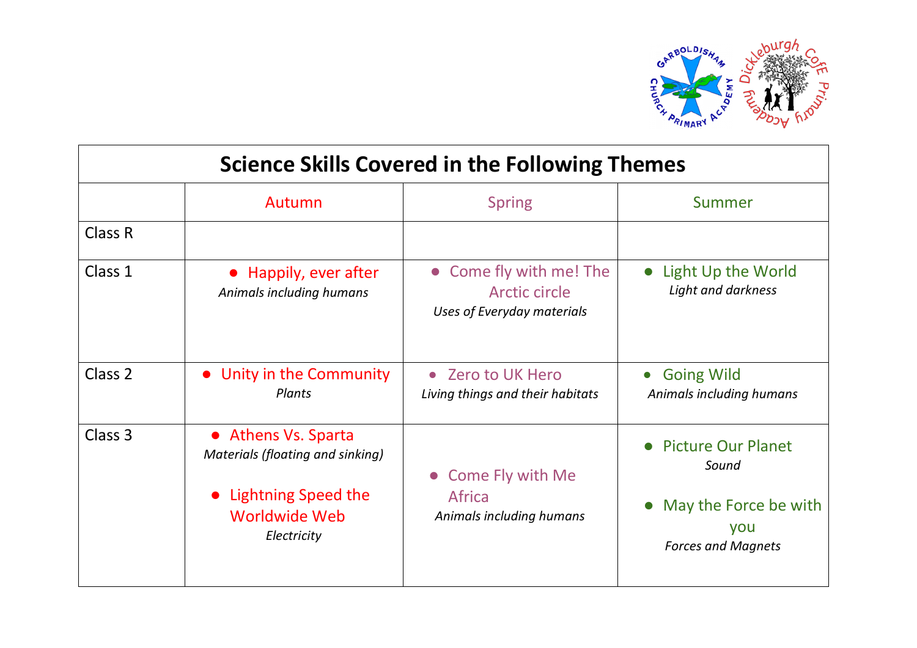# Science Skills Covered in the Following Themes

| | Autumn | Spring | Summer |
|---|---|---|---|
| Class R | | | |
| Class 1 | • Happily, ever after<br>*Animals including humans* | • Come fly with me! The Arctic circle<br>*Uses of Everyday materials* | • Light Up the World<br>*Light and darkness* |
| Class 2 | • Unity in the Community<br>*Plants* | • Zero to UK Hero<br>*Living things and their habitats* | • Going Wild<br>*Animals including humans* |
| Class 3 | • Athens Vs. Sparta<br>*Materials (floating and sinking)*<br>• Lightning Speed the Worldwide Web<br>*Electricity* | • Come Fly with Me Africa<br>*Animals including humans* | • Picture Our Planet<br>*Sound*<br>• May the Force be with you<br>*Forces and Magnets* |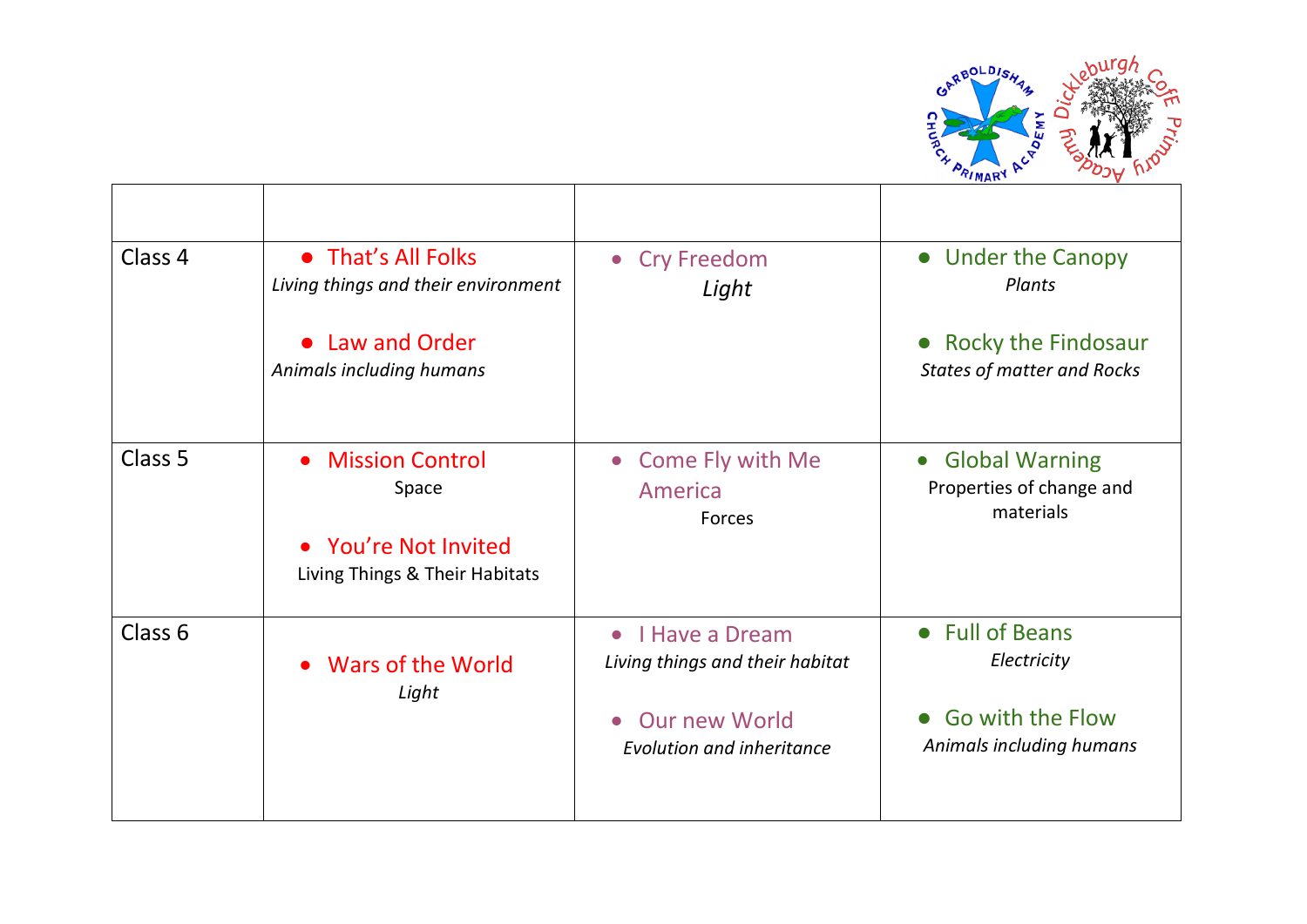| | | | |
|---|---|---|---|
| Class 4 | • That's All Folks<br>*Living things and their environment*<br><br>• Law and Order<br>*Animals including humans* | • Cry Freedom<br>*Light* | • Under the Canopy<br>*Plants*<br><br>• Rocky the Findosaur<br>*States of matter and Rocks* |
| Class 5 | • Mission Control<br>Space<br><br>• You're Not Invited<br>Living Things & Their Habitats | • Come Fly with Me America<br>Forces | • Global Warning<br>Properties of change and materials |
| Class 6 | • Wars of the World<br>*Light* | • I Have a Dream<br>*Living things and their habitat*<br><br>• Our new World<br>*Evolution and inheritance* | • Full of Beans<br>*Electricity*<br><br>• Go with the Flow<br>*Animals including humans* |